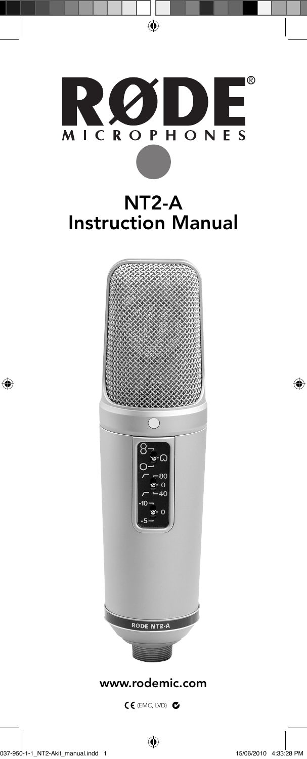# RØDE® MICROPHONES

# NT2-A Instruction Manual

www.rodemic.com

CE (EMC, LVD)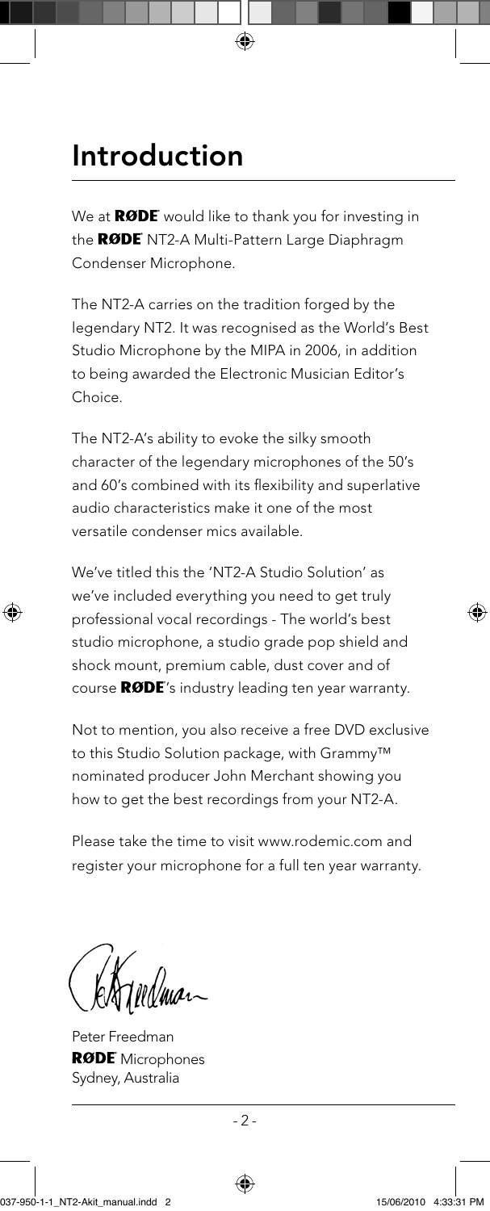# Introduction

We at **RØDE** would like to thank you for investing in the **RØDE** NT2-A Multi-Pattern Large Diaphragm Condenser Microphone.

The NT2-A carries on the tradition forged by the legendary NT2. It was recognised as the World's Best Studio Microphone by the MIPA in 2006, in addition to being awarded the Electronic Musician Editor's Choice.

The NT2-A's ability to evoke the silky smooth character of the legendary microphones of the 50's and 60's combined with its flexibility and superlative audio characteristics make it one of the most versatile condenser mics available.

We've titled this the 'NT2-A Studio Solution' as we've included everything you need to get truly professional vocal recordings - The world's best studio microphone, a studio grade pop shield and shock mount, premium cable, dust cover and of course **RØDE**'s industry leading ten year warranty.

Not to mention, you also receive a free DVD exclusive to this Studio Solution package, with Grammy™ nominated producer John Merchant showing you how to get the best recordings from your NT2-A.

Please take the time to visit www.rodemic.com and register your microphone for a full ten year warranty.

Peter Freedman
**RØDE** Microphones
Sydney, Australia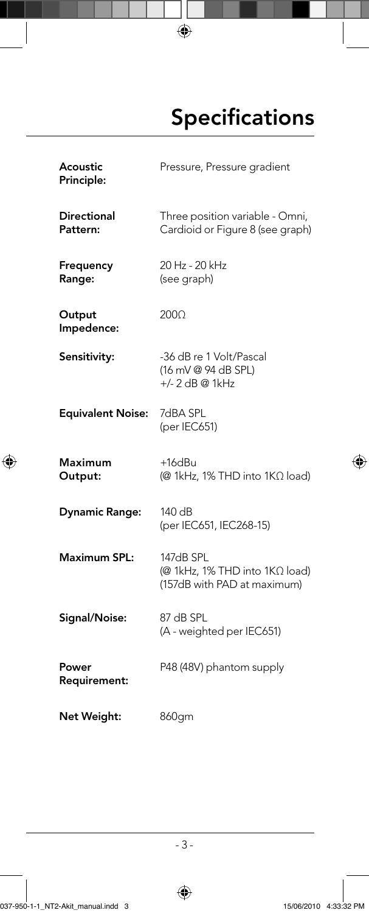# Specifications

| | |
|---|---|
| **Acoustic Principle:** | Pressure, Pressure gradient |
| **Directional Pattern:** | Three position variable - Omni, Cardioid or Figure 8 (see graph) |
| **Frequency Range:** | 20 Hz - 20 kHz (see graph) |
| **Output Impedence:** | 200Ω |
| **Sensitivity:** | -36 dB re 1 Volt/Pascal (16 mV @ 94 dB SPL) +/- 2 dB @ 1kHz |
| **Equivalent Noise:** | 7dBA SPL (per IEC651) |
| **Maximum Output:** | +16dBu (@ 1kHz, 1% THD into 1KΩ load) |
| **Dynamic Range:** | 140 dB (per IEC651, IEC268-15) |
| **Maximum SPL:** | 147dB SPL (@ 1kHz, 1% THD into 1KΩ load) (157dB with PAD at maximum) |
| **Signal/Noise:** | 87 dB SPL (A - weighted per IEC651) |
| **Power Requirement:** | P48 (48V) phantom supply |
| **Net Weight:** | 860gm |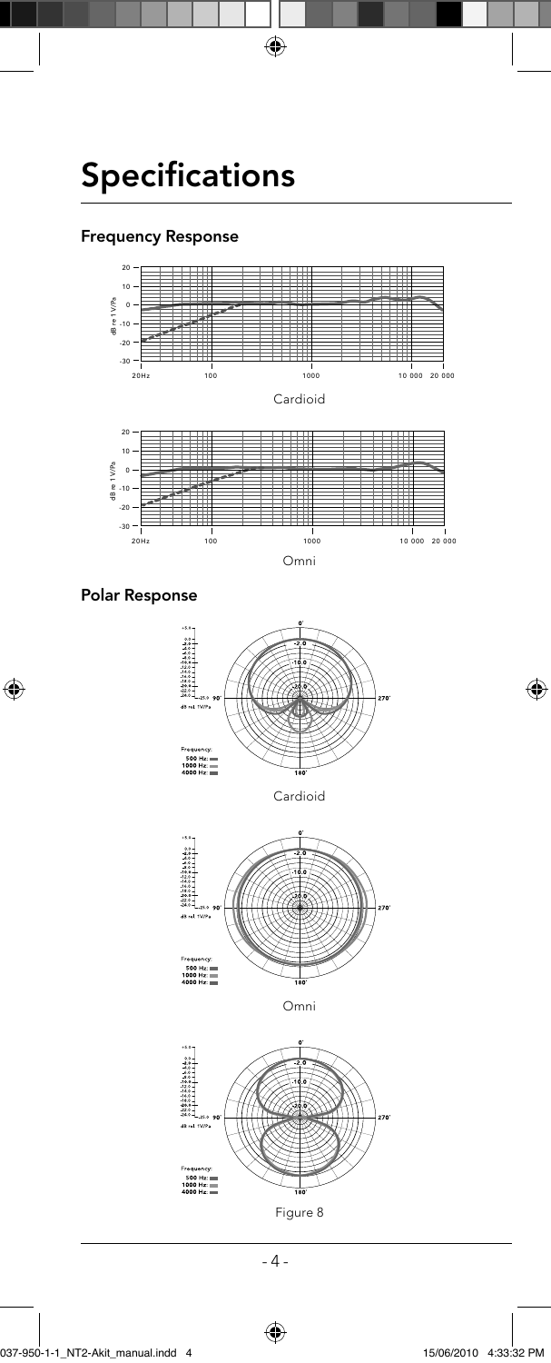# Specifications

## Frequency Response

Cardioid

Omni

## Polar Response

Cardioid

Omni

Figure 8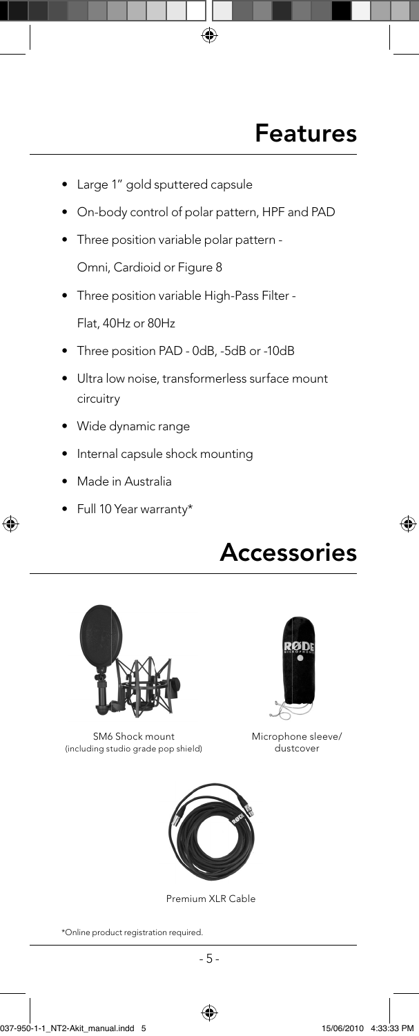# Features

- Large 1" gold sputtered capsule
- On-body control of polar pattern, HPF and PAD
- Three position variable polar pattern - Omni, Cardioid or Figure 8
- Three position variable High-Pass Filter - Flat, 40Hz or 80Hz
- Three position PAD - 0dB, -5dB or -10dB
- Ultra low noise, transformerless surface mount circuitry
- Wide dynamic range
- Internal capsule shock mounting
- Made in Australia
- Full 10 Year warranty*

# Accessories

SM6 Shock mount
(including studio grade pop shield)

Microphone sleeve/
dustcover

Premium XLR Cable

*Online product registration required.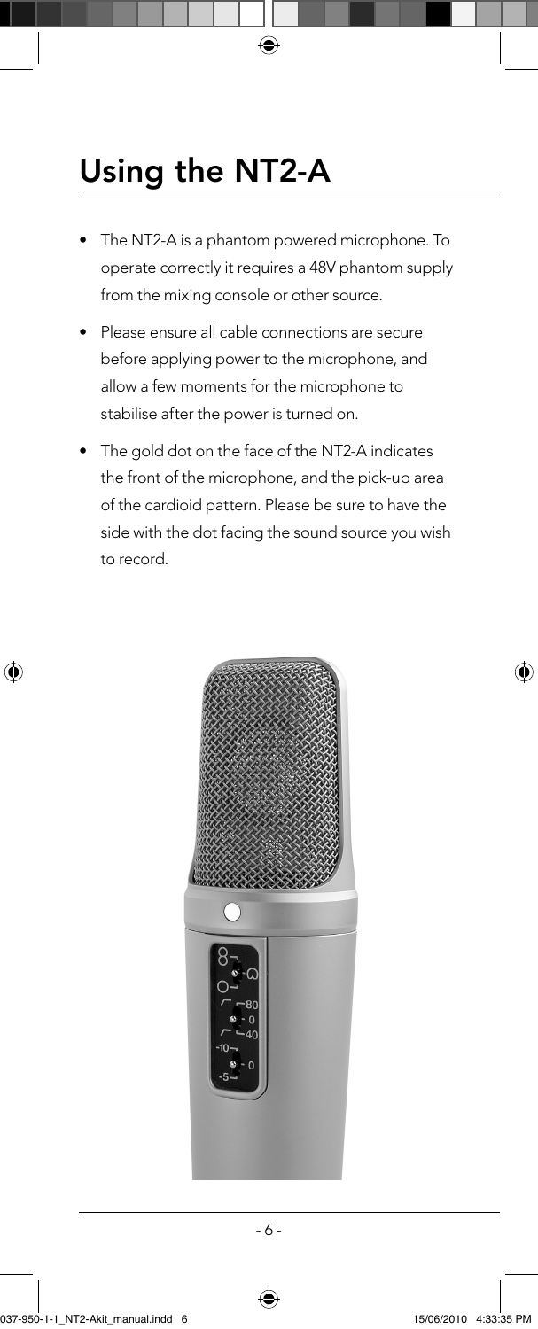# Using the NT2-A

- The NT2-A is a phantom powered microphone. To operate correctly it requires a 48V phantom supply from the mixing console or other source.
- Please ensure all cable connections are secure before applying power to the microphone, and allow a few moments for the microphone to stabilise after the power is turned on.
- The gold dot on the face of the NT2-A indicates the front of the microphone, and the pick-up area of the cardioid pattern. Please be sure to have the side with the dot facing the sound source you wish to record.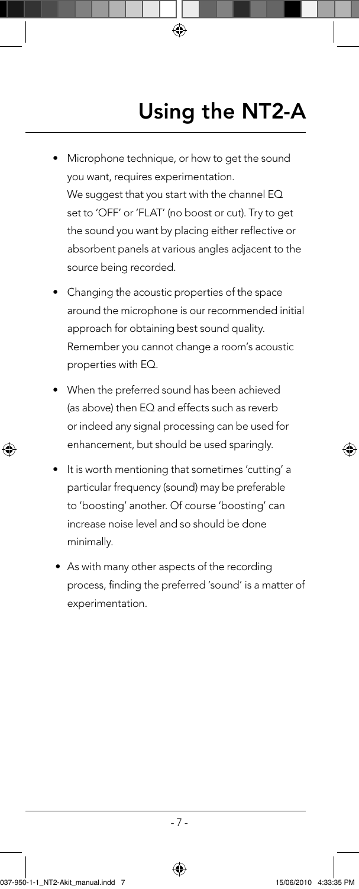# Using the NT2-A

- Microphone technique, or how to get the sound you want, requires experimentation. We suggest that you start with the channel EQ set to 'OFF' or 'FLAT' (no boost or cut). Try to get the sound you want by placing either reflective or absorbent panels at various angles adjacent to the source being recorded.
- Changing the acoustic properties of the space around the microphone is our recommended initial approach for obtaining best sound quality. Remember you cannot change a room's acoustic properties with EQ.
- When the preferred sound has been achieved (as above) then EQ and effects such as reverb or indeed any signal processing can be used for enhancement, but should be used sparingly.
- It is worth mentioning that sometimes 'cutting' a particular frequency (sound) may be preferable to 'boosting' another. Of course 'boosting' can increase noise level and so should be done minimally.
- As with many other aspects of the recording process, finding the preferred 'sound' is a matter of experimentation.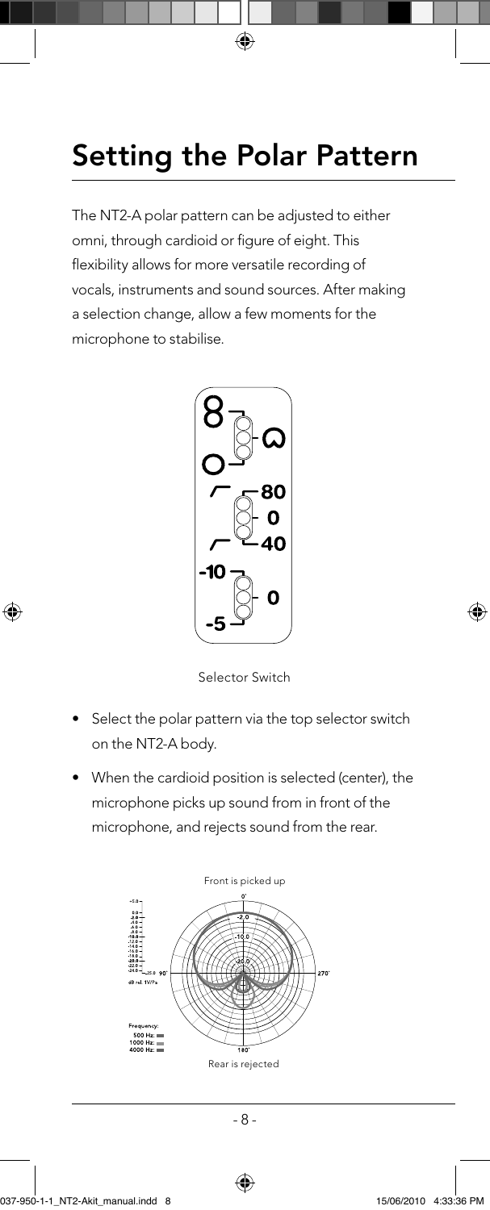# Setting the Polar Pattern

The NT2-A polar pattern can be adjusted to either omni, through cardioid or figure of eight. This flexibility allows for more versatile recording of vocals, instruments and sound sources. After making a selection change, allow a few moments for the microphone to stabilise.

Selector Switch

- Select the polar pattern via the top selector switch on the NT2-A body.
- When the cardioid position is selected (center), the microphone picks up sound from in front of the microphone, and rejects sound from the rear.

Front is picked up

Rear is rejected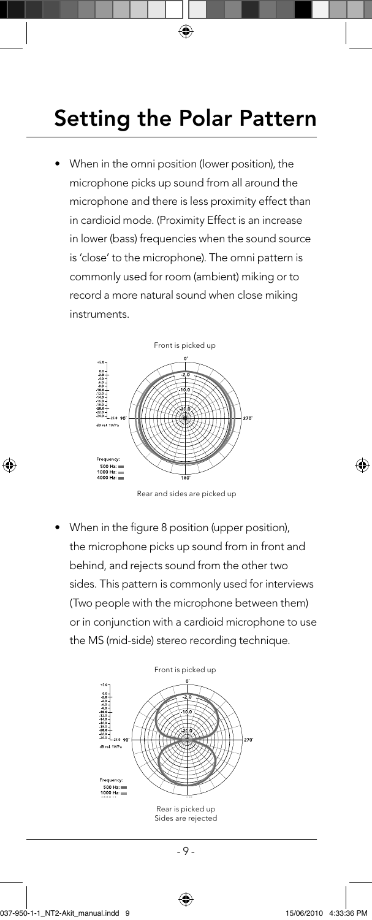# Setting the Polar Pattern

- When in the omni position (lower position), the microphone picks up sound from all around the microphone and there is less proximity effect than in cardioid mode. (Proximity Effect is an increase in lower (bass) frequencies when the sound source is 'close' to the microphone). The omni pattern is commonly used for room (ambient) miking or to record a more natural sound when close miking instruments.

Front is picked up

Rear and sides are picked up

- When in the figure 8 position (upper position), the microphone picks up sound from in front and behind, and rejects sound from the other two sides. This pattern is commonly used for interviews (Two people with the microphone between them) or in conjunction with a cardioid microphone to use the MS (mid-side) stereo recording technique.

Front is picked up

Rear is picked up
Sides are rejected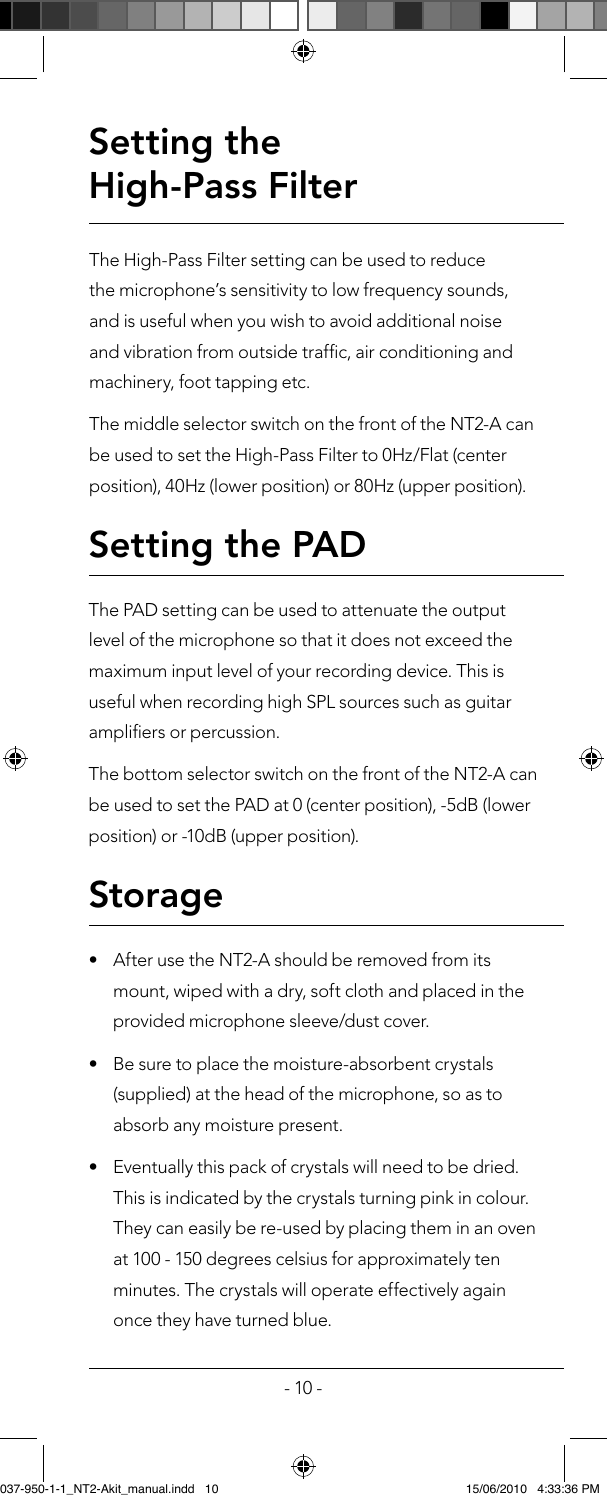# Setting the High-Pass Filter

The High-Pass Filter setting can be used to reduce the microphone's sensitivity to low frequency sounds, and is useful when you wish to avoid additional noise and vibration from outside traffic, air conditioning and machinery, foot tapping etc.

The middle selector switch on the front of the NT2-A can be used to set the High-Pass Filter to 0Hz/Flat (center position), 40Hz (lower position) or 80Hz (upper position).

# Setting the PAD

The PAD setting can be used to attenuate the output level of the microphone so that it does not exceed the maximum input level of your recording device. This is useful when recording high SPL sources such as guitar amplifiers or percussion.

The bottom selector switch on the front of the NT2-A can be used to set the PAD at 0 (center position), -5dB (lower position) or -10dB (upper position).

# Storage

- After use the NT2-A should be removed from its mount, wiped with a dry, soft cloth and placed in the provided microphone sleeve/dust cover.
- Be sure to place the moisture-absorbent crystals (supplied) at the head of the microphone, so as to absorb any moisture present.
- Eventually this pack of crystals will need to be dried. This is indicated by the crystals turning pink in colour. They can easily be re-used by placing them in an oven at 100 - 150 degrees celsius for approximately ten minutes. The crystals will operate effectively again once they have turned blue.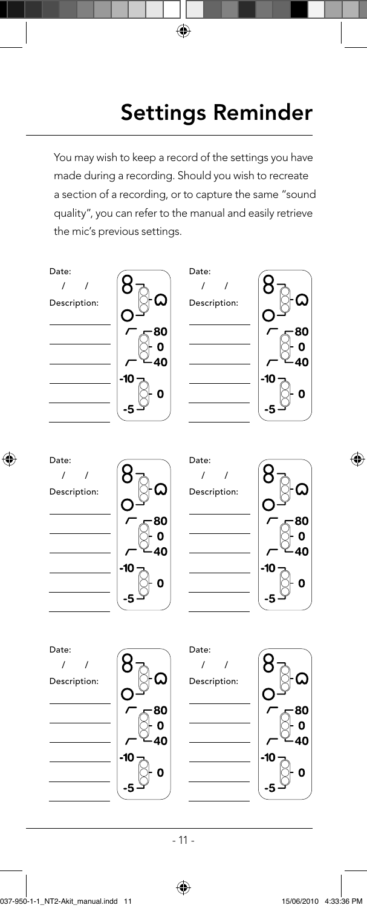# Settings Reminder

You may wish to keep a record of the settings you have made during a recording. Should you wish to recreate a section of a recording, or to capture the same "sound quality", you can refer to the manual and easily retrieve the mic's previous settings.

Date:
/ /
Description:

Date:
/ /
Description:

Date:
/ /
Description:

Date:
/ /
Description:

Date:
/ /
Description:

Date:
/ /
Description: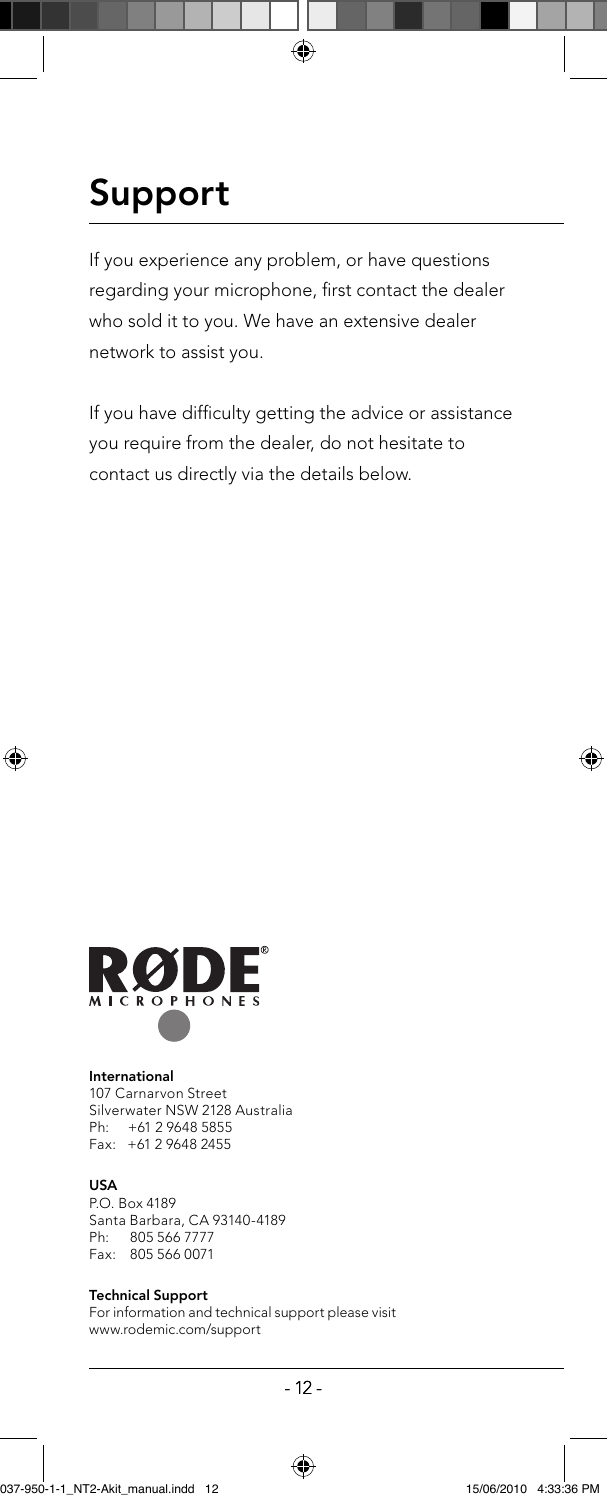# Support

If you experience any problem, or have questions regarding your microphone, first contact the dealer who sold it to you. We have an extensive dealer network to assist you.

If you have difficulty getting the advice or assistance you require from the dealer, do not hesitate to contact us directly via the details below.

RØDE® MICROPHONES

**International**
107 Carnarvon Street
Silverwater NSW 2128 Australia
Ph: +61 2 9648 5855
Fax: +61 2 9648 2455

**USA**
P.O. Box 4189
Santa Barbara, CA 93140-4189
Ph: 805 566 7777
Fax: 805 566 0071

**Technical Support**
For information and technical support please visit www.rodemic.com/support